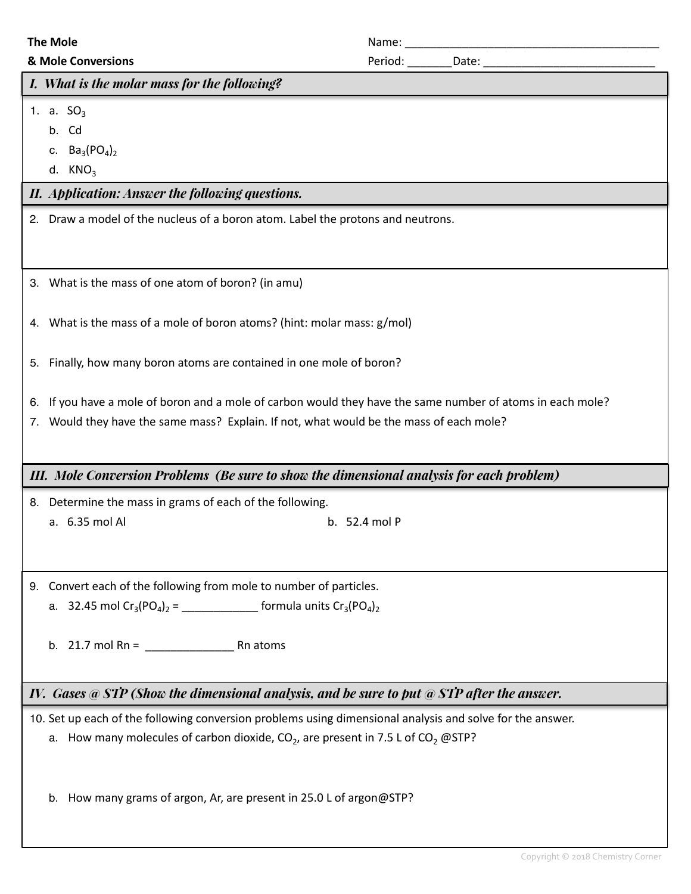**The Mole**
**& Mole Conversions**

Name: ___________________________________________

Period: _______Date: ____________________________

## I. What is the molar mass for the following?

1. a. $SO_3$
   b. Cd
   c. $Ba_3(PO_4)_2$
   d. $KNO_3$

## II. Application: Answer the following questions.

2. Draw a model of the nucleus of a boron atom. Label the protons and neutrons.

3. What is the mass of one atom of boron? (in amu)

4. What is the mass of a mole of boron atoms? (hint: molar mass: g/mol)

5. Finally, how many boron atoms are contained in one mole of boron?

6. If you have a mole of boron and a mole of carbon would they have the same number of atoms in each mole?
7. Would they have the same mass? Explain. If not, what would be the mass of each mole?

## III. Mole Conversion Problems (Be sure to show the dimensional analysis for each problem)

8. Determine the mass in grams of each of the following.
   a. 6.35 mol Al
   b. 52.4 mol P

9. Convert each of the following from mole to number of particles.
   a. 32.45 mol $Cr_3(PO_4)_2$ = ____________ formula units $Cr_3(PO_4)_2$

   b. 21.7 mol Rn = ______________ Rn atoms

## IV. Gases @ STP (Show the dimensional analysis, and be sure to put @ STP after the answer.

10. Set up each of the following conversion problems using dimensional analysis and solve for the answer.
    a. How many molecules of carbon dioxide, $CO_2$, are present in 7.5 L of $CO_2$ @STP?

    b. How many grams of argon, Ar, are present in 25.0 L of argon@STP?

Copyright © 2018 Chemistry Corner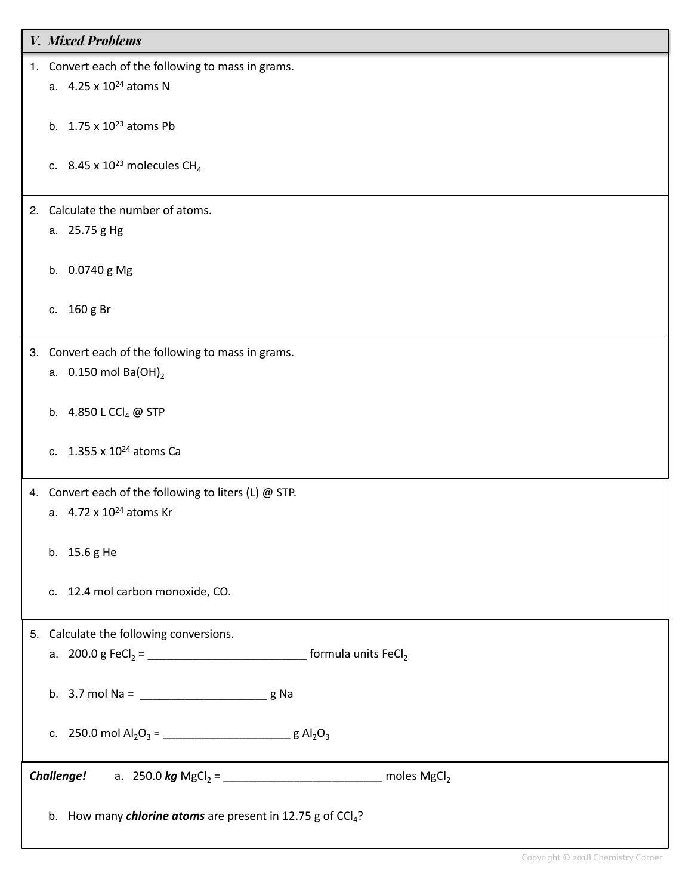## V. *Mixed Problems*

1. Convert each of the following to mass in grams.
   a. $4.25 \times 10^{24}$ atoms N

   b. $1.75 \times 10^{23}$ atoms Pb

   c. $8.45 \times 10^{23}$ molecules $CH_4$

2. Calculate the number of atoms.
   a. 25.75 g Hg

   b. 0.0740 g Mg

   c. 160 g Br

3. Convert each of the following to mass in grams.
   a. 0.150 mol $Ba(OH)_2$

   b. 4.850 L $CCl_4$ @ STP

   c. $1.355 \times 10^{24}$ atoms Ca

4. Convert each of the following to liters (L) @ STP.
   a. $4.72 \times 10^{24}$ atoms Kr

   b. 15.6 g He

   c. 12.4 mol carbon monoxide, CO.

5. Calculate the following conversions.
   a. 200.0 g $FeCl_2$ = _________________________ formula units $FeCl_2$

   b. 3.7 mol Na = ____________________ g Na

   c. 250.0 mol $Al_2O_3$ = ____________________ g $Al_2O_3$

***Challenge!*** a. 250.0 ***kg*** $MgCl_2$ = _________________________ moles $MgCl_2$

   b. How many ***chlorine atoms*** are present in 12.75 g of $CCl_4$?

Copyright © 2018 Chemistry Corner